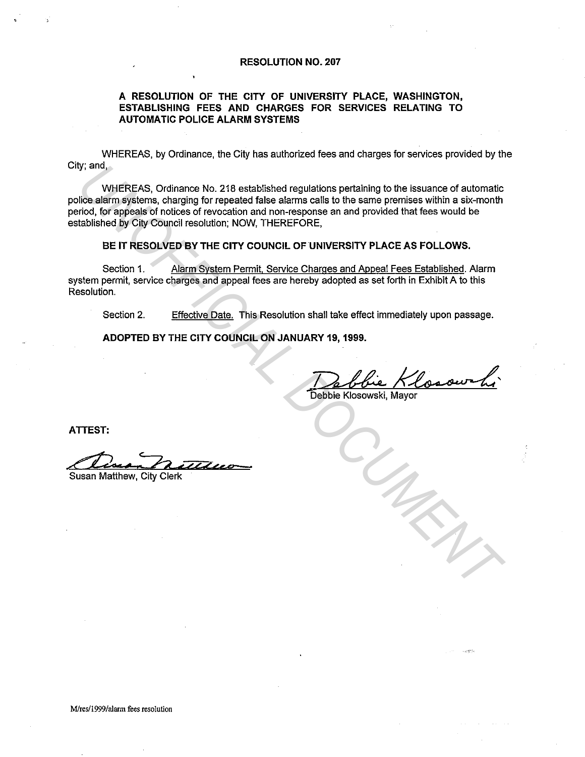# RESOLUTION NO. 207

## A RESOLUTION OF THE CITY OF UNIVERSITY PLACE, WASHINGTON, ESTABLISHING FEES AND CHARGES FOR SERVICES RELATING TO AUTOMATIC POLICE ALARM SYSTEMS

WHEREAS, by Ordinance, the City has authorized fees and charges for services provided by the City; and,

WHEREAS, Ordinance No. 218 established regulations pertaining to the issuance of automatic police alarm systems, charging for repeated false alarms calls to the same premises within a six-month period, for appeals of notices of revocation and non-response an and provided that fees would be established by City Council resolution; NOW, THEREFORE,

**BE IT RESOLVED BY THE CITY COUNCIL OF UNIVERSITY PLACE AS FOLLOWS.**

Section 1. Alarm System Permit, Service Charges and Appeal Fees Established. Alarm system permit, service charges and appeal fees are hereby adopted as set forth in Exhibit A to this Resolution.

Section 2. Effective Date. This Resolution shall take effect immediately upon passage.

**ADOPTED BY THE CITY COUNCIL ON JANUARY 19, 1999.**

Debbie Klosowski, Mayor

**ATTEST:**

Susan Matthew, City Clerk

M/res/1999/alarm fees resolution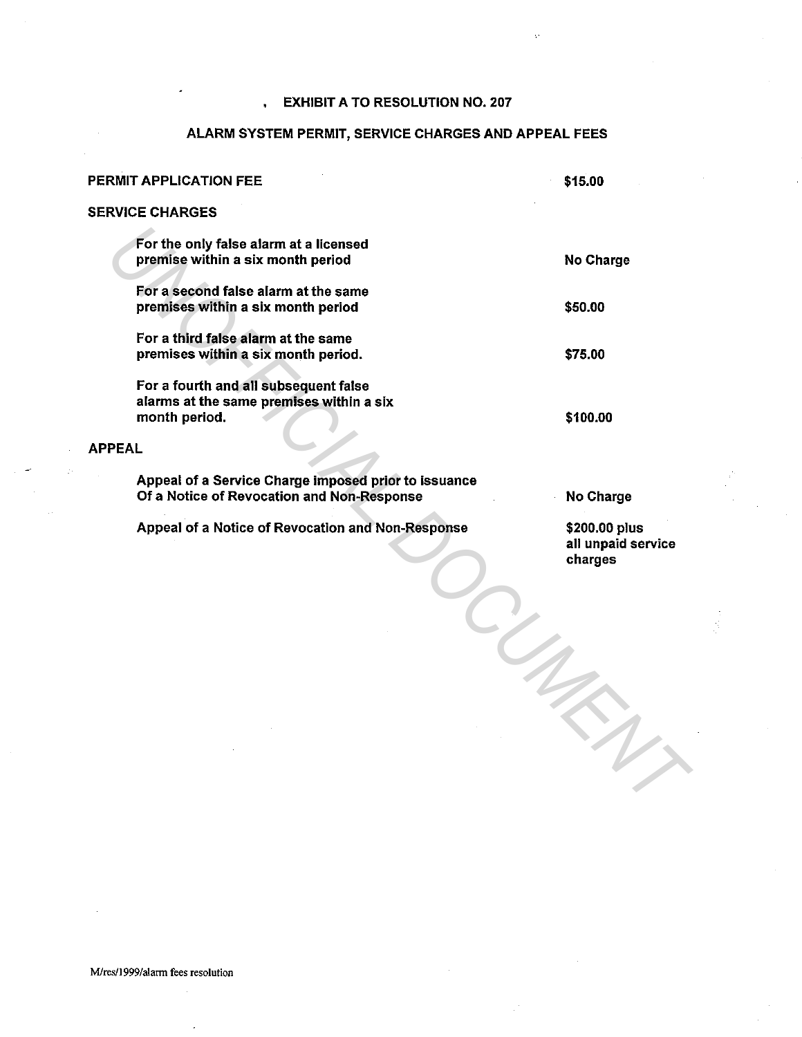## EXHIBIT A TO RESOLUTION NO. 207

## ALARM SYSTEM PERMIT, SERVICE CHARGES AND APPEAL FEES

| | |
|---|---|
| **PERMIT APPLICATION FEE** | **$15.00** |
| **SERVICE CHARGES** | |
| For the only false alarm at a licensed premise within a six month period | No Charge |
| For a second false alarm at the same premises within a six month period | $50.00 |
| For a third false alarm at the same premises within a six month period. | $75.00 |
| For a fourth and all subsequent false alarms at the same premises within a six month period. | $100.00 |
| **APPEAL** | |
| Appeal of a Service Charge imposed prior to issuance Of a Notice of Revocation and Non-Response | No Charge |
| Appeal of a Notice of Revocation and Non-Response | $200.00 plus all unpaid service charges |

M/res/1999/alarm fees resolution